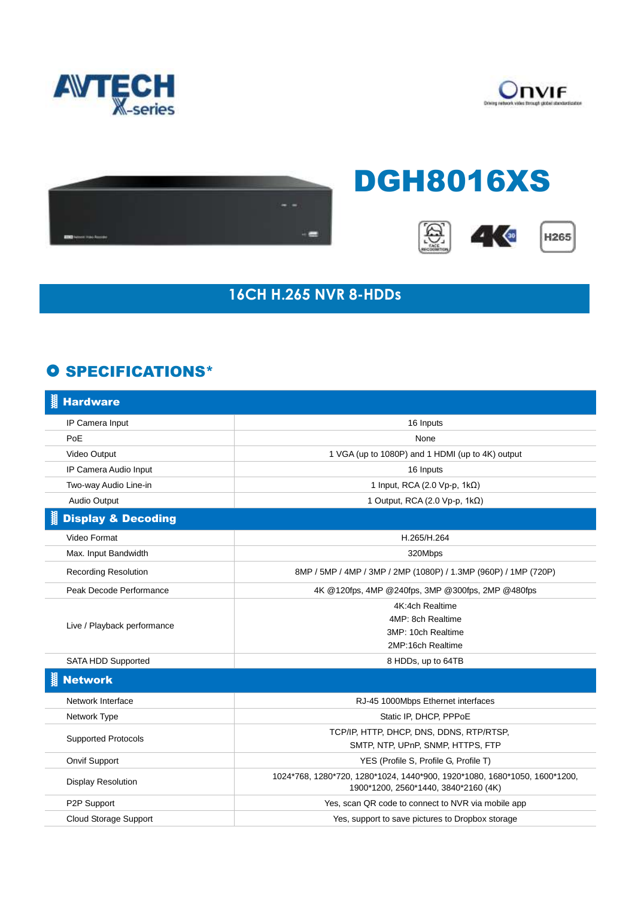AVTECH X-series

ONVIF

# DGH8016XS

## 16CH H.265 NVR 8-HDDs

## SPECIFICATIONS*

| Hardware | |
|---|---|
| IP Camera Input | 16 Inputs |
| PoE | None |
| Video Output | 1 VGA (up to 1080P) and 1 HDMI (up to 4K) output |
| IP Camera Audio Input | 16 Inputs |
| Two-way Audio Line-in | 1 Input, RCA (2.0 Vp-p, 1kΩ) |
| Audio Output | 1 Output, RCA (2.0 Vp-p, 1kΩ) |
| **Display & Decoding** | |
| Video Format | H.265/H.264 |
| Max. Input Bandwidth | 320Mbps |
| Recording Resolution | 8MP / 5MP / 4MP / 3MP / 2MP (1080P) / 1.3MP (960P) / 1MP (720P) |
| Peak Decode Performance | 4K @120fps, 4MP @240fps, 3MP @300fps, 2MP @480fps |
| Live / Playback performance | 4K:4ch Realtime<br>4MP: 8ch Realtime<br>3MP: 10ch Realtime<br>2MP:16ch Realtime |
| SATA HDD Supported | 8 HDDs, up to 64TB |
| **Network** | |
| Network Interface | RJ-45 1000Mbps Ethernet interfaces |
| Network Type | Static IP, DHCP, PPPoE |
| Supported Protocols | TCP/IP, HTTP, DHCP, DNS, DDNS, RTP/RTSP,<br>SMTP, NTP, UPnP, SNMP, HTTPS, FTP |
| Onvif Support | YES (Profile S, Profile G, Profile T) |
| Display Resolution | 1024*768, 1280*720, 1280*1024, 1440*900, 1920*1080, 1680*1050, 1600*1200, 1900*1200, 2560*1440, 3840*2160 (4K) |
| P2P Support | Yes, scan QR code to connect to NVR via mobile app |
| Cloud Storage Support | Yes, support to save pictures to Dropbox storage |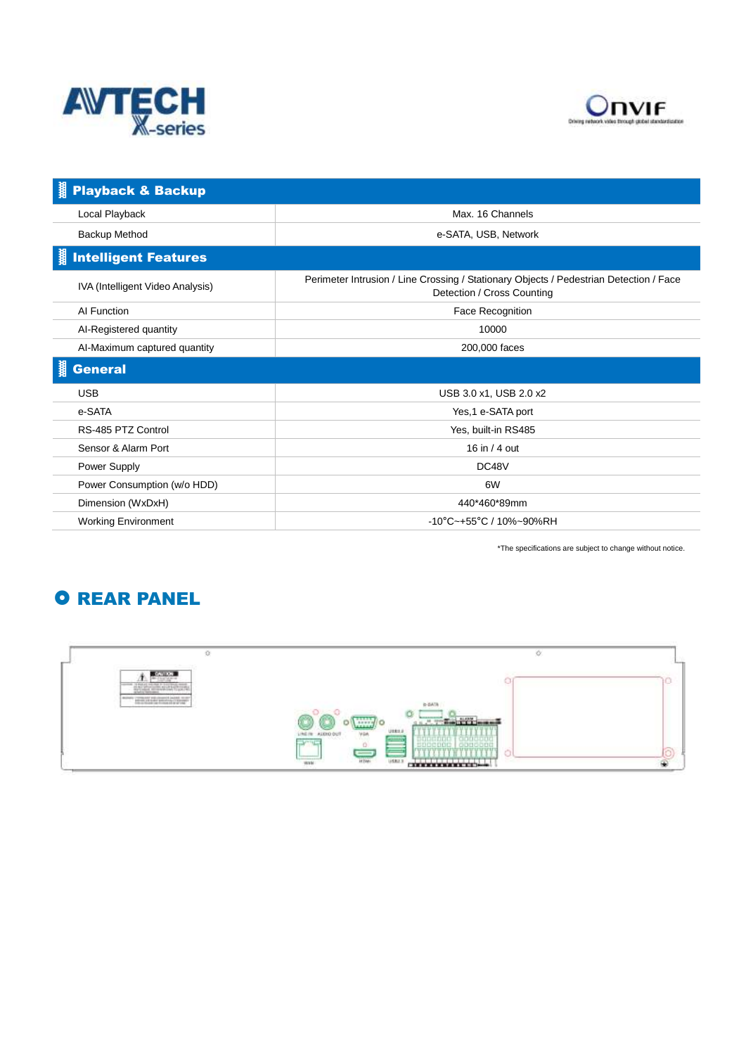| | |
|---|---|
| **Playback & Backup** | |
| Local Playback | Max. 16 Channels |
| Backup Method | e-SATA, USB, Network |
| **Intelligent Features** | |
| IVA (Intelligent Video Analysis) | Perimeter Intrusion / Line Crossing / Stationary Objects / Pedestrian Detection / Face Detection / Cross Counting |
| AI Function | Face Recognition |
| AI-Registered quantity | 10000 |
| AI-Maximum captured quantity | 200,000 faces |
| **General** | |
| USB | USB 3.0 x1, USB 2.0 x2 |
| e-SATA | Yes,1 e-SATA port |
| RS-485 PTZ Control | Yes, built-in RS485 |
| Sensor & Alarm Port | 16 in / 4 out |
| Power Supply | DC48V |
| Power Consumption (w/o HDD) | 6W |
| Dimension (WxDxH) | 440*460*89mm |
| Working Environment | -10°C~+55°C / 10%~90%RH |

*The specifications are subject to change without notice.

## REAR PANEL